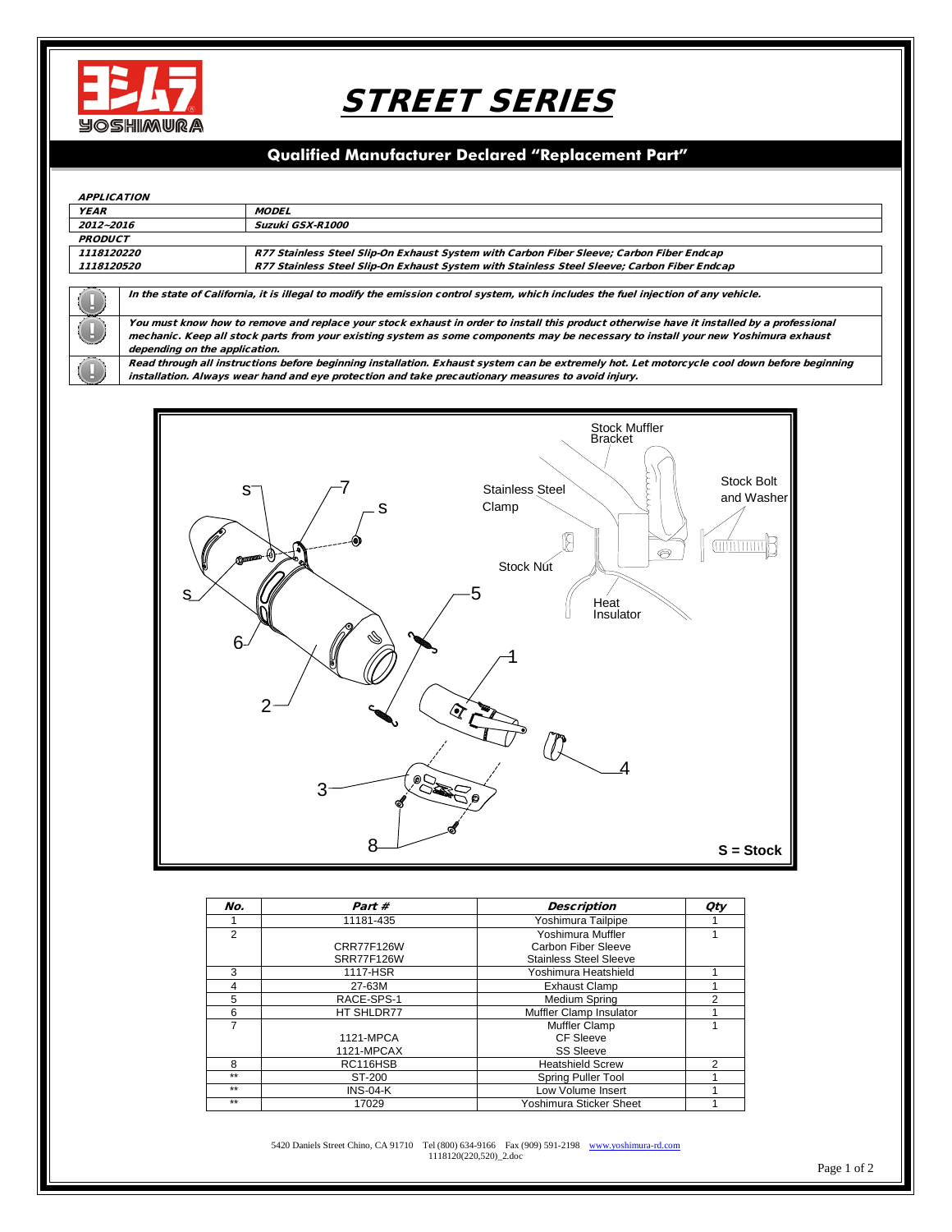# STREET SERIES

## Qualified Manufacturer Declared "Replacement Part"

***APPLICATION***

| *YEAR* | *MODEL* |
|---|---|
| *2012~2016* | *Suzuki GSX-R1000* |
| ***PRODUCT*** | |
| *1118120220* | *R77 Stainless Steel Slip-On Exhaust System with Carbon Fiber Sleeve; Carbon Fiber Endcap* |
| *1118120520* | *R77 Stainless Steel Slip-On Exhaust System with Stainless Steel Sleeve; Carbon Fiber Endcap* |

- ***In the state of California, it is illegal to modify the emission control system, which includes the fuel injection of any vehicle.***
- ***You must know how to remove and replace your stock exhaust in order to install this product otherwise have it installed by a professional mechanic. Keep all stock parts from your existing system as some components may be necessary to install your new Yoshimura exhaust depending on the application.***
- ***Read through all instructions before beginning installation. Exhaust system can be extremely hot. Let motorcycle cool down before beginning installation. Always wear hand and eye protection and take precautionary measures to avoid injury.***

Stock Muffler Bracket; Stainless Steel Clamp; Stock Bolt and Washer; Stock Nut; Heat Insulator

**S = Stock**

| *No.* | *Part #* | *Description* | *Qty* |
|---|---|---|---|
| 1 | 11181-435 | Yoshimura Tailpipe | 1 |
| 2 | CRR77F126W<br>SRR77F126W | Yoshimura Muffler<br>Carbon Fiber Sleeve<br>Stainless Steel Sleeve | 1 |
| 3 | 1117-HSR | Yoshimura Heatshield | 1 |
| 4 | 27-63M | Exhaust Clamp | 1 |
| 5 | RACE-SPS-1 | Medium Spring | 2 |
| 6 | HT SHLDR77 | Muffler Clamp Insulator | 1 |
| 7 | 1121-MPCA<br>1121-MPCAX | Muffler Clamp<br>CF Sleeve<br>SS Sleeve | 1 |
| 8 | RC116HSB | Heatshield Screw | 2 |
| ** | ST-200 | Spring Puller Tool | 1 |
| ** | INS-04-K | Low Volume Insert | 1 |
| ** | 17029 | Yoshimura Sticker Sheet | 1 |

5420 Daniels Street Chino, CA 91710 Tel (800) 634-9166 Fax (909) 591-2198 www.yoshimura-rd.com
1118120(220,520)_2.doc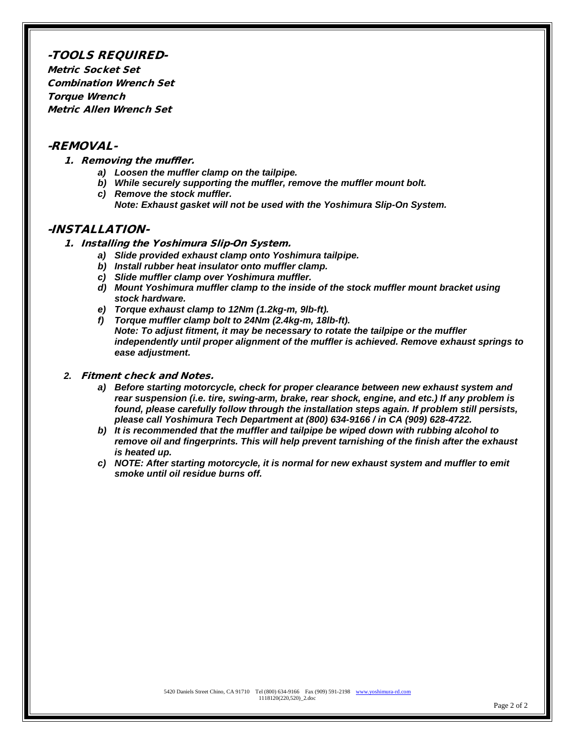## -TOOLS REQUIRED-

**Metric Socket Set**
**Combination Wrench Set**
**Torque Wrench**
**Metric Allen Wrench Set**

## -REMOVAL-

1. **Removing the muffler.**
   - a) ***Loosen the muffler clamp on the tailpipe.***
   - b) ***While securely supporting the muffler, remove the muffler mount bolt.***
   - c) ***Remove the stock muffler.***
     ***Note: Exhaust gasket will not be used with the Yoshimura Slip-On System.***

## -INSTALLATION-

1. **Installing the Yoshimura Slip-On System.**
   - a) ***Slide provided exhaust clamp onto Yoshimura tailpipe.***
   - b) ***Install rubber heat insulator onto muffler clamp.***
   - c) ***Slide muffler clamp over Yoshimura muffler.***
   - d) ***Mount Yoshimura muffler clamp to the inside of the stock muffler mount bracket using stock hardware.***
   - e) ***Torque exhaust clamp to 12Nm (1.2kg-m, 9lb-ft).***
   - f) ***Torque muffler clamp bolt to 24Nm (2.4kg-m, 18lb-ft).***
     ***Note: To adjust fitment, it may be necessary to rotate the tailpipe or the muffler independently until proper alignment of the muffler is achieved. Remove exhaust springs to ease adjustment.***

2. **Fitment check and Notes.**
   - a) ***Before starting motorcycle, check for proper clearance between new exhaust system and rear suspension (i.e. tire, swing-arm, brake, rear shock, engine, and etc.) If any problem is found, please carefully follow through the installation steps again. If problem still persists, please call Yoshimura Tech Department at (800) 634-9166 / in CA (909) 628-4722.***
   - b) ***It is recommended that the muffler and tailpipe be wiped down with rubbing alcohol to remove oil and fingerprints. This will help prevent tarnishing of the finish after the exhaust is heated up.***
   - c) ***NOTE: After starting motorcycle, it is normal for new exhaust system and muffler to emit smoke until oil residue burns off.***

5420 Daniels Street Chino, CA 91710 Tel (800) 634-9166 Fax (909) 591-2198 www.yoshimura-rd.com
1118120(220,520)_2.doc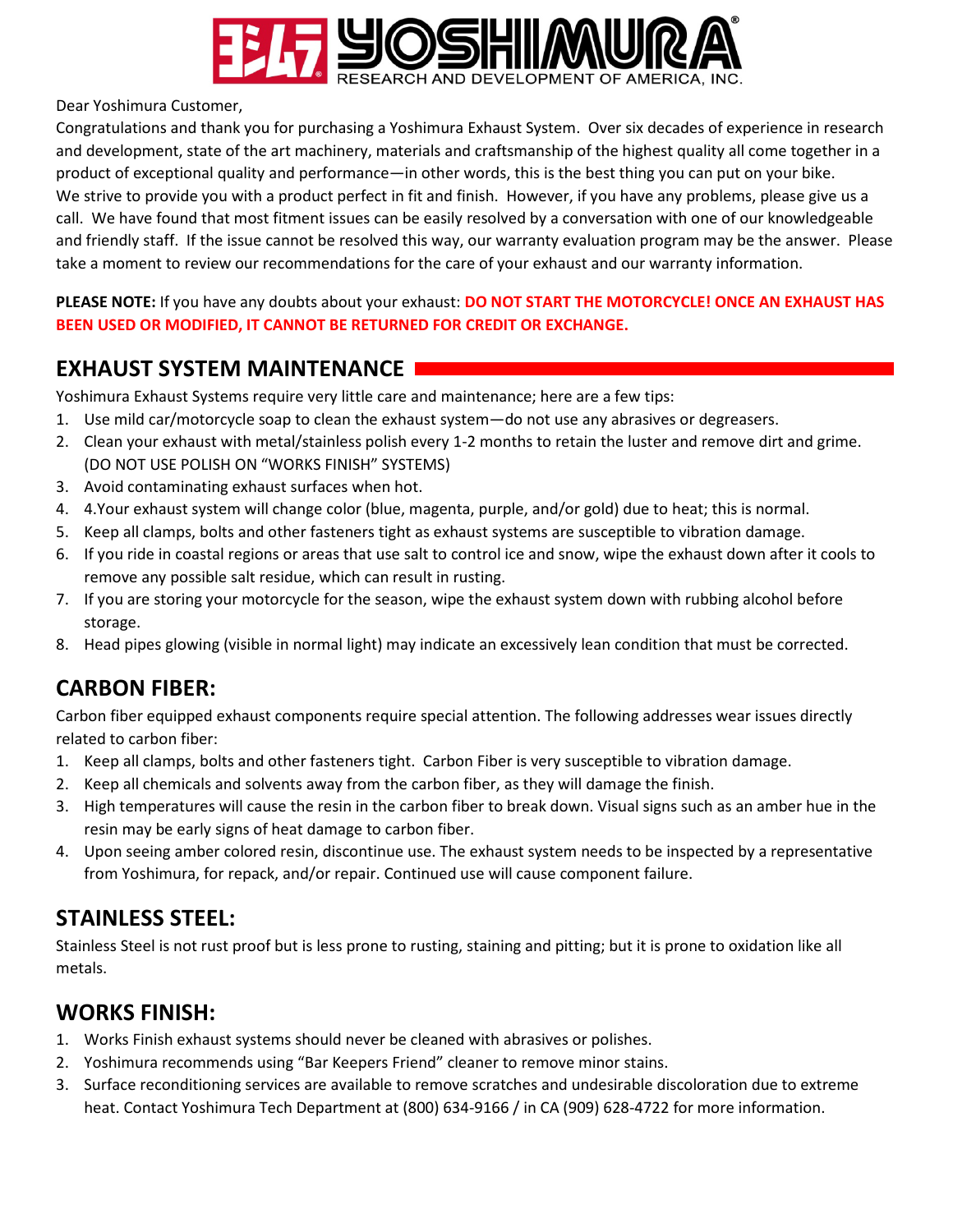Dear Yoshimura Customer,

Congratulations and thank you for purchasing a Yoshimura Exhaust System. Over six decades of experience in research and development, state of the art machinery, materials and craftsmanship of the highest quality all come together in a product of exceptional quality and performance—in other words, this is the best thing you can put on your bike.

We strive to provide you with a product perfect in fit and finish. However, if you have any problems, please give us a call. We have found that most fitment issues can be easily resolved by a conversation with one of our knowledgeable and friendly staff. If the issue cannot be resolved this way, our warranty evaluation program may be the answer. Please take a moment to review our recommendations for the care of your exhaust and our warranty information.

**PLEASE NOTE:** If you have any doubts about your exhaust: **DO NOT START THE MOTORCYCLE! ONCE AN EXHAUST HAS BEEN USED OR MODIFIED, IT CANNOT BE RETURNED FOR CREDIT OR EXCHANGE.**

## EXHAUST SYSTEM MAINTENANCE

Yoshimura Exhaust Systems require very little care and maintenance; here are a few tips:

1. Use mild car/motorcycle soap to clean the exhaust system—do not use any abrasives or degreasers.
2. Clean your exhaust with metal/stainless polish every 1-2 months to retain the luster and remove dirt and grime. (DO NOT USE POLISH ON "WORKS FINISH" SYSTEMS)
3. Avoid contaminating exhaust surfaces when hot.
4. 4.Your exhaust system will change color (blue, magenta, purple, and/or gold) due to heat; this is normal.
5. Keep all clamps, bolts and other fasteners tight as exhaust systems are susceptible to vibration damage.
6. If you ride in coastal regions or areas that use salt to control ice and snow, wipe the exhaust down after it cools to remove any possible salt residue, which can result in rusting.
7. If you are storing your motorcycle for the season, wipe the exhaust system down with rubbing alcohol before storage.
8. Head pipes glowing (visible in normal light) may indicate an excessively lean condition that must be corrected.

## CARBON FIBER:

Carbon fiber equipped exhaust components require special attention. The following addresses wear issues directly related to carbon fiber:

1. Keep all clamps, bolts and other fasteners tight. Carbon Fiber is very susceptible to vibration damage.
2. Keep all chemicals and solvents away from the carbon fiber, as they will damage the finish.
3. High temperatures will cause the resin in the carbon fiber to break down. Visual signs such as an amber hue in the resin may be early signs of heat damage to carbon fiber.
4. Upon seeing amber colored resin, discontinue use. The exhaust system needs to be inspected by a representative from Yoshimura, for repack, and/or repair. Continued use will cause component failure.

## STAINLESS STEEL:

Stainless Steel is not rust proof but is less prone to rusting, staining and pitting; but it is prone to oxidation like all metals.

## WORKS FINISH:

1. Works Finish exhaust systems should never be cleaned with abrasives or polishes.
2. Yoshimura recommends using "Bar Keepers Friend" cleaner to remove minor stains.
3. Surface reconditioning services are available to remove scratches and undesirable discoloration due to extreme heat. Contact Yoshimura Tech Department at (800) 634-9166 / in CA (909) 628-4722 for more information.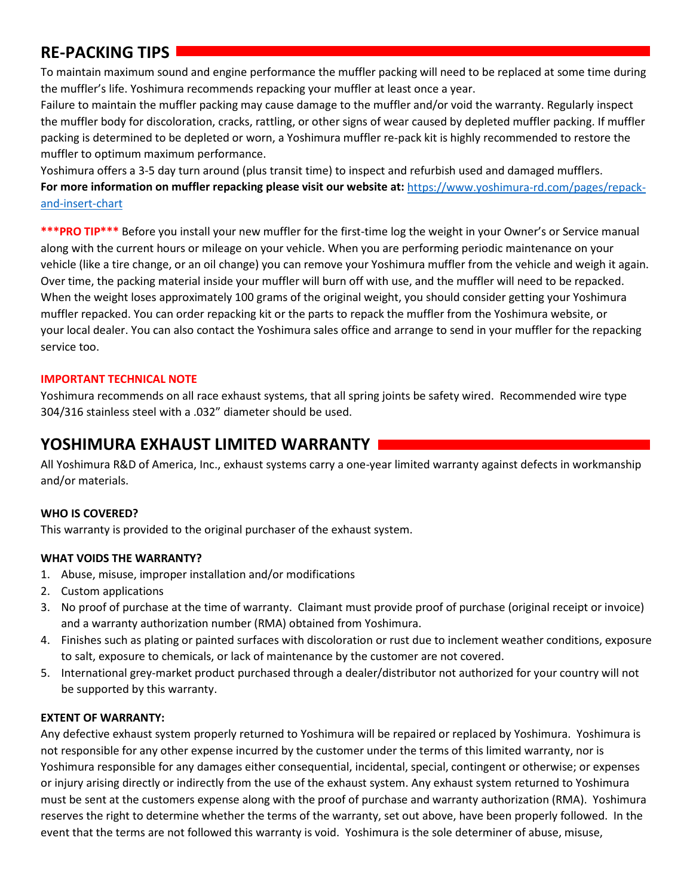## RE-PACKING TIPS

To maintain maximum sound and engine performance the muffler packing will need to be replaced at some time during the muffler's life. Yoshimura recommends repacking your muffler at least once a year.

Failure to maintain the muffler packing may cause damage to the muffler and/or void the warranty. Regularly inspect the muffler body for discoloration, cracks, rattling, or other signs of wear caused by depleted muffler packing. If muffler packing is determined to be depleted or worn, a Yoshimura muffler re-pack kit is highly recommended to restore the muffler to optimum maximum performance.

Yoshimura offers a 3-5 day turn around (plus transit time) to inspect and refurbish used and damaged mufflers.

**For more information on muffler repacking please visit our website at:** [https://www.yoshimura-rd.com/pages/repack-and-insert-chart](https://www.yoshimura-rd.com/pages/repack-and-insert-chart)

**\*\*\*PRO TIP\*\*\*** Before you install your new muffler for the first-time log the weight in your Owner's or Service manual along with the current hours or mileage on your vehicle. When you are performing periodic maintenance on your vehicle (like a tire change, or an oil change) you can remove your Yoshimura muffler from the vehicle and weigh it again. Over time, the packing material inside your muffler will burn off with use, and the muffler will need to be repacked. When the weight loses approximately 100 grams of the original weight, you should consider getting your Yoshimura muffler repacked. You can order repacking kit or the parts to repack the muffler from the Yoshimura website, or your local dealer. You can also contact the Yoshimura sales office and arrange to send in your muffler for the repacking service too.

**IMPORTANT TECHNICAL NOTE**

Yoshimura recommends on all race exhaust systems, that all spring joints be safety wired. Recommended wire type 304/316 stainless steel with a .032" diameter should be used.

## YOSHIMURA EXHAUST LIMITED WARRANTY

All Yoshimura R&D of America, Inc., exhaust systems carry a one-year limited warranty against defects in workmanship and/or materials.

**WHO IS COVERED?**

This warranty is provided to the original purchaser of the exhaust system.

**WHAT VOIDS THE WARRANTY?**

1. Abuse, misuse, improper installation and/or modifications
2. Custom applications
3. No proof of purchase at the time of warranty. Claimant must provide proof of purchase (original receipt or invoice) and a warranty authorization number (RMA) obtained from Yoshimura.
4. Finishes such as plating or painted surfaces with discoloration or rust due to inclement weather conditions, exposure to salt, exposure to chemicals, or lack of maintenance by the customer are not covered.
5. International grey-market product purchased through a dealer/distributor not authorized for your country will not be supported by this warranty.

**EXTENT OF WARRANTY:**

Any defective exhaust system properly returned to Yoshimura will be repaired or replaced by Yoshimura. Yoshimura is not responsible for any other expense incurred by the customer under the terms of this limited warranty, nor is Yoshimura responsible for any damages either consequential, incidental, special, contingent or otherwise; or expenses or injury arising directly or indirectly from the use of the exhaust system. Any exhaust system returned to Yoshimura must be sent at the customers expense along with the proof of purchase and warranty authorization (RMA). Yoshimura reserves the right to determine whether the terms of the warranty, set out above, have been properly followed. In the event that the terms are not followed this warranty is void. Yoshimura is the sole determiner of abuse, misuse,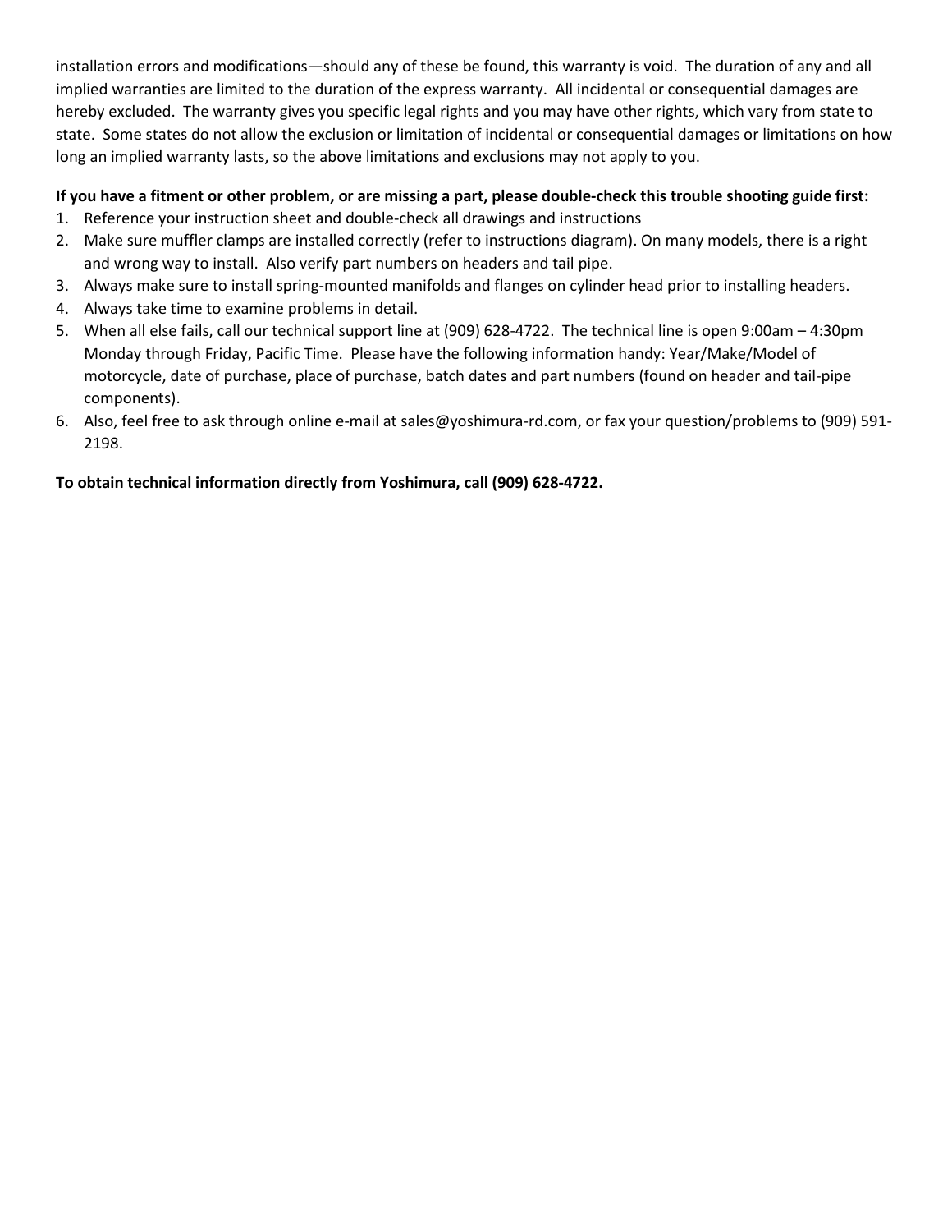installation errors and modifications—should any of these be found, this warranty is void. The duration of any and all implied warranties are limited to the duration of the express warranty. All incidental or consequential damages are hereby excluded. The warranty gives you specific legal rights and you may have other rights, which vary from state to state. Some states do not allow the exclusion or limitation of incidental or consequential damages or limitations on how long an implied warranty lasts, so the above limitations and exclusions may not apply to you.

**If you have a fitment or other problem, or are missing a part, please double-check this trouble shooting guide first:**

1. Reference your instruction sheet and double-check all drawings and instructions
2. Make sure muffler clamps are installed correctly (refer to instructions diagram). On many models, there is a right and wrong way to install. Also verify part numbers on headers and tail pipe.
3. Always make sure to install spring-mounted manifolds and flanges on cylinder head prior to installing headers.
4. Always take time to examine problems in detail.
5. When all else fails, call our technical support line at (909) 628-4722. The technical line is open 9:00am – 4:30pm Monday through Friday, Pacific Time. Please have the following information handy: Year/Make/Model of motorcycle, date of purchase, place of purchase, batch dates and part numbers (found on header and tail-pipe components).
6. Also, feel free to ask through online e-mail at sales@yoshimura-rd.com, or fax your question/problems to (909) 591-2198.

**To obtain technical information directly from Yoshimura, call (909) 628-4722.**